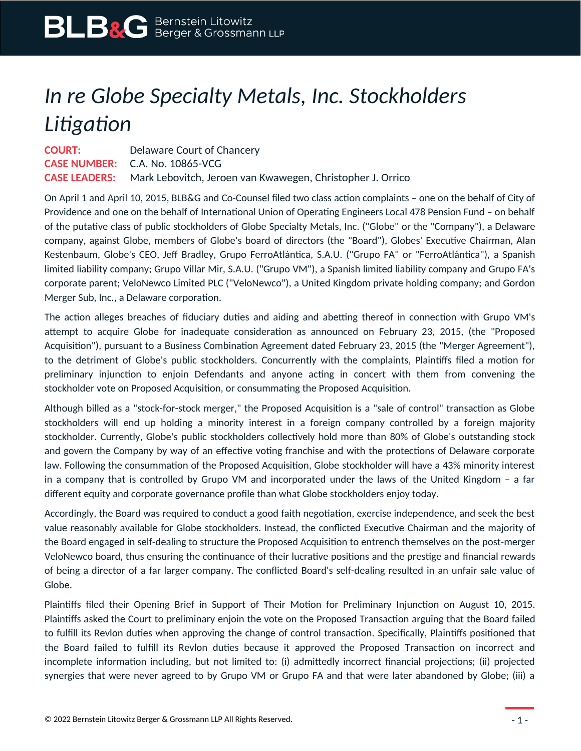# *In re Globe Specialty Metals, Inc. Stockholders Litigation*

**COURT:** Delaware Court of Chancery
**CASE NUMBER:** C.A. No. 10865-VCG
**CASE LEADERS:** Mark Lebovitch, Jeroen van Kwawegen, Christopher J. Orrico

On April 1 and April 10, 2015, BLB&G and Co-Counsel filed two class action complaints – one on the behalf of City of Providence and one on the behalf of International Union of Operating Engineers Local 478 Pension Fund – on behalf of the putative class of public stockholders of Globe Specialty Metals, Inc. ("Globe" or the "Company"), a Delaware company, against Globe, members of Globe's board of directors (the "Board"), Globes' Executive Chairman, Alan Kestenbaum, Globe's CEO, Jeff Bradley, Grupo FerroAtlántica, S.A.U. ("Grupo FA" or "FerroAtlántica"), a Spanish limited liability company; Grupo Villar Mir, S.A.U. ("Grupo VM"), a Spanish limited liability company and Grupo FA's corporate parent; VeloNewco Limited PLC ("VeloNewco"), a United Kingdom private holding company; and Gordon Merger Sub, Inc., a Delaware corporation.

The action alleges breaches of fiduciary duties and aiding and abetting thereof in connection with Grupo VM's attempt to acquire Globe for inadequate consideration as announced on February 23, 2015, (the "Proposed Acquisition"), pursuant to a Business Combination Agreement dated February 23, 2015 (the "Merger Agreement"), to the detriment of Globe's public stockholders. Concurrently with the complaints, Plaintiffs filed a motion for preliminary injunction to enjoin Defendants and anyone acting in concert with them from convening the stockholder vote on Proposed Acquisition, or consummating the Proposed Acquisition.

Although billed as a "stock-for-stock merger," the Proposed Acquisition is a "sale of control" transaction as Globe stockholders will end up holding a minority interest in a foreign company controlled by a foreign majority stockholder. Currently, Globe's public stockholders collectively hold more than 80% of Globe's outstanding stock and govern the Company by way of an effective voting franchise and with the protections of Delaware corporate law. Following the consummation of the Proposed Acquisition, Globe stockholder will have a 43% minority interest in a company that is controlled by Grupo VM and incorporated under the laws of the United Kingdom – a far different equity and corporate governance profile than what Globe stockholders enjoy today.

Accordingly, the Board was required to conduct a good faith negotiation, exercise independence, and seek the best value reasonably available for Globe stockholders. Instead, the conflicted Executive Chairman and the majority of the Board engaged in self-dealing to structure the Proposed Acquisition to entrench themselves on the post-merger VeloNewco board, thus ensuring the continuance of their lucrative positions and the prestige and financial rewards of being a director of a far larger company. The conflicted Board's self-dealing resulted in an unfair sale value of Globe.

Plaintiffs filed their Opening Brief in Support of Their Motion for Preliminary Injunction on August 10, 2015. Plaintiffs asked the Court to preliminary enjoin the vote on the Proposed Transaction arguing that the Board failed to fulfill its Revlon duties when approving the change of control transaction. Specifically, Plaintiffs positioned that the Board failed to fulfill its Revlon duties because it approved the Proposed Transaction on incorrect and incomplete information including, but not limited to: (i) admittedly incorrect financial projections; (ii) projected synergies that were never agreed to by Grupo VM or Grupo FA and that were later abandoned by Globe; (iii) a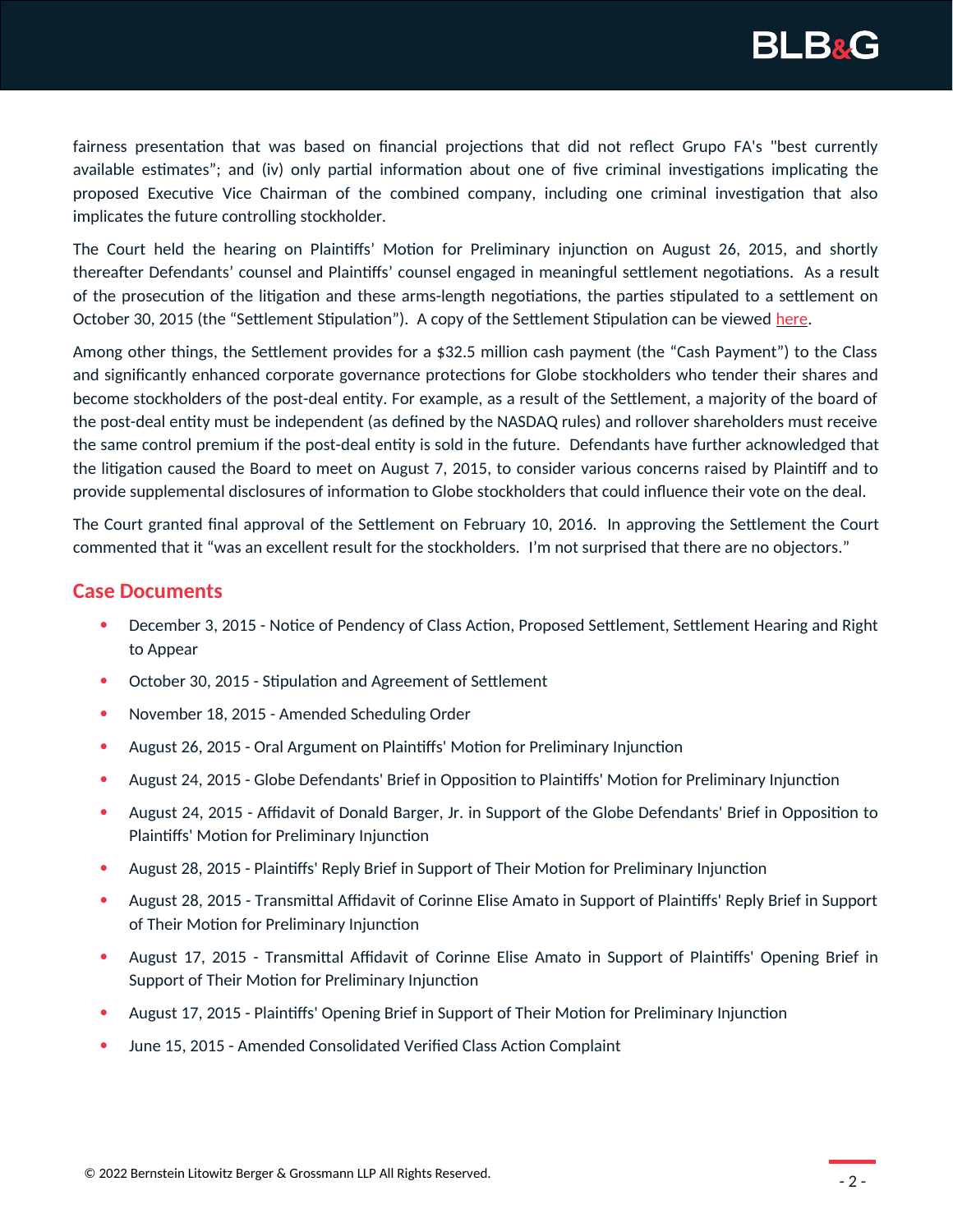fairness presentation that was based on financial projections that did not reflect Grupo FA's "best currently available estimates"; and (iv) only partial information about one of five criminal investigations implicating the proposed Executive Vice Chairman of the combined company, including one criminal investigation that also implicates the future controlling stockholder.

The Court held the hearing on Plaintiffs' Motion for Preliminary injunction on August 26, 2015, and shortly thereafter Defendants' counsel and Plaintiffs' counsel engaged in meaningful settlement negotiations. As a result of the prosecution of the litigation and these arms-length negotiations, the parties stipulated to a settlement on October 30, 2015 (the "Settlement Stipulation"). A copy of the Settlement Stipulation can be viewed here.

Among other things, the Settlement provides for a $32.5 million cash payment (the "Cash Payment") to the Class and significantly enhanced corporate governance protections for Globe stockholders who tender their shares and become stockholders of the post-deal entity. For example, as a result of the Settlement, a majority of the board of the post-deal entity must be independent (as defined by the NASDAQ rules) and rollover shareholders must receive the same control premium if the post-deal entity is sold in the future. Defendants have further acknowledged that the litigation caused the Board to meet on August 7, 2015, to consider various concerns raised by Plaintiff and to provide supplemental disclosures of information to Globe stockholders that could influence their vote on the deal.

The Court granted final approval of the Settlement on February 10, 2016. In approving the Settlement the Court commented that it "was an excellent result for the stockholders. I'm not surprised that there are no objectors."

## Case Documents

- December 3, 2015 - Notice of Pendency of Class Action, Proposed Settlement, Settlement Hearing and Right to Appear
- October 30, 2015 - Stipulation and Agreement of Settlement
- November 18, 2015 - Amended Scheduling Order
- August 26, 2015 - Oral Argument on Plaintiffs' Motion for Preliminary Injunction
- August 24, 2015 - Globe Defendants' Brief in Opposition to Plaintiffs' Motion for Preliminary Injunction
- August 24, 2015 - Affidavit of Donald Barger, Jr. in Support of the Globe Defendants' Brief in Opposition to Plaintiffs' Motion for Preliminary Injunction
- August 28, 2015 - Plaintiffs' Reply Brief in Support of Their Motion for Preliminary Injunction
- August 28, 2015 - Transmittal Affidavit of Corinne Elise Amato in Support of Plaintiffs' Reply Brief in Support of Their Motion for Preliminary Injunction
- August 17, 2015 - Transmittal Affidavit of Corinne Elise Amato in Support of Plaintiffs' Opening Brief in Support of Their Motion for Preliminary Injunction
- August 17, 2015 - Plaintiffs' Opening Brief in Support of Their Motion for Preliminary Injunction
- June 15, 2015 - Amended Consolidated Verified Class Action Complaint